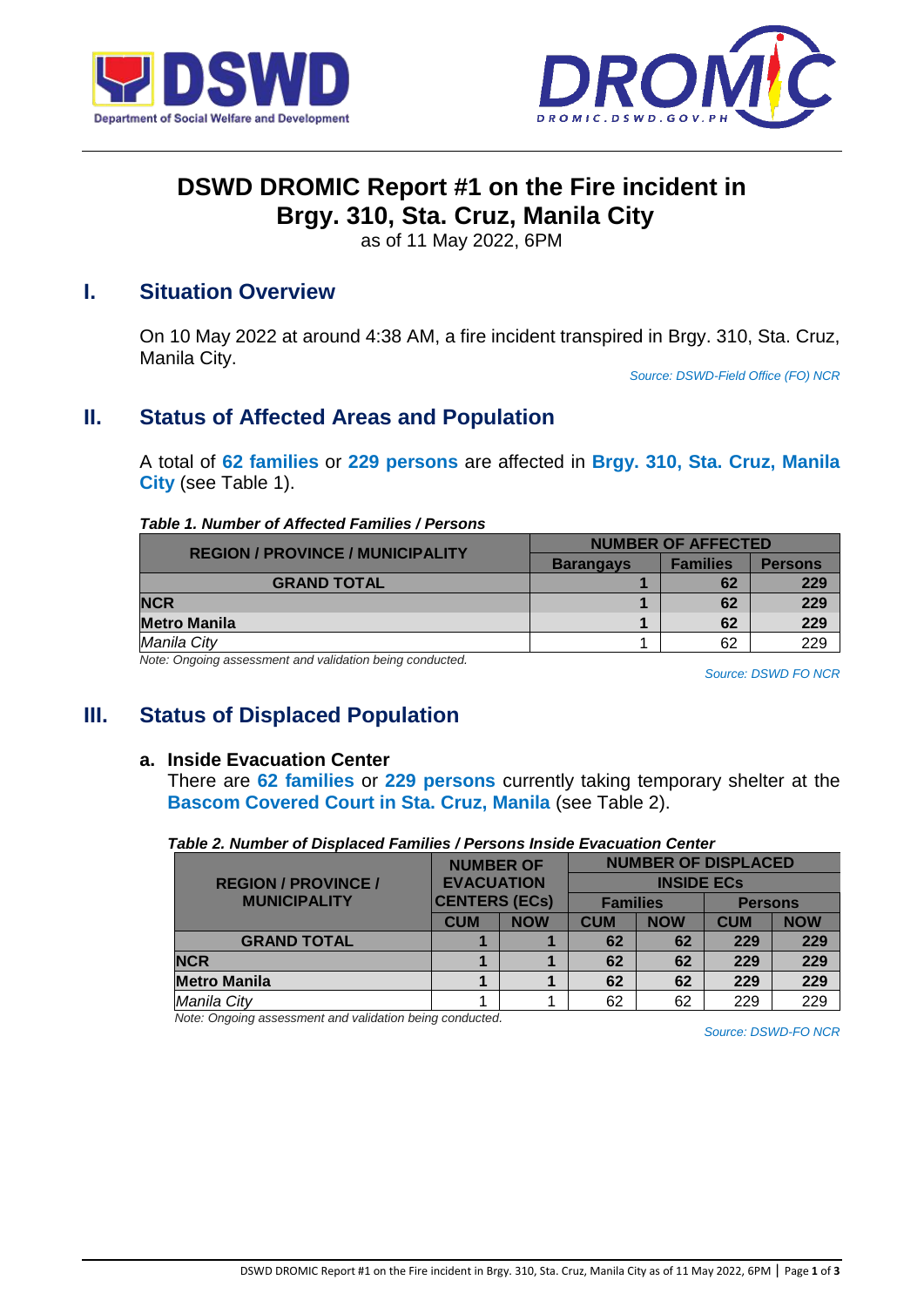# DSWD DROMIC Report #1 on the Fire incident in Brgy. 310, Sta. Cruz, Manila City

as of 11 May 2022, 6PM

## I. Situation Overview

On 10 May 2022 at around 4:38 AM, a fire incident transpired in Brgy. 310, Sta. Cruz, Manila City.

*Source: DSWD-Field Office (FO) NCR*

## II. Status of Affected Areas and Population

A total of **62 families** or **229 persons** are affected in **Brgy. 310, Sta. Cruz, Manila City** (see Table 1).

***Table 1. Number of Affected Families / Persons***

| REGION / PROVINCE / MUNICIPALITY | NUMBER OF AFFECTED | | |
|---|---|---|---|
| | Barangays | Families | Persons |
| **GRAND TOTAL** | **1** | **62** | **229** |
| **NCR** | **1** | **62** | **229** |
| **Metro Manila** | **1** | **62** | **229** |
| *Manila City* | 1 | 62 | 229 |

*Note: Ongoing assessment and validation being conducted.*

*Source: DSWD FO NCR*

## III. Status of Displaced Population

### a. Inside Evacuation Center

There are **62 families** or **229 persons** currently taking temporary shelter at the **Bascom Covered Court in Sta. Cruz, Manila** (see Table 2).

***Table 2. Number of Displaced Families / Persons Inside Evacuation Center***

| REGION / PROVINCE / MUNICIPALITY | NUMBER OF EVACUATION CENTERS (ECs) | | NUMBER OF DISPLACED INSIDE ECs | | | |
|---|---|---|---|---|---|---|
| | | | Families | | Persons | |
| | CUM | NOW | CUM | NOW | CUM | NOW |
| **GRAND TOTAL** | **1** | **1** | **62** | **62** | **229** | **229** |
| **NCR** | **1** | **1** | **62** | **62** | **229** | **229** |
| **Metro Manila** | **1** | **1** | **62** | **62** | **229** | **229** |
| *Manila City* | 1 | 1 | 62 | 62 | 229 | 229 |

*Note: Ongoing assessment and validation being conducted.*

*Source: DSWD-FO NCR*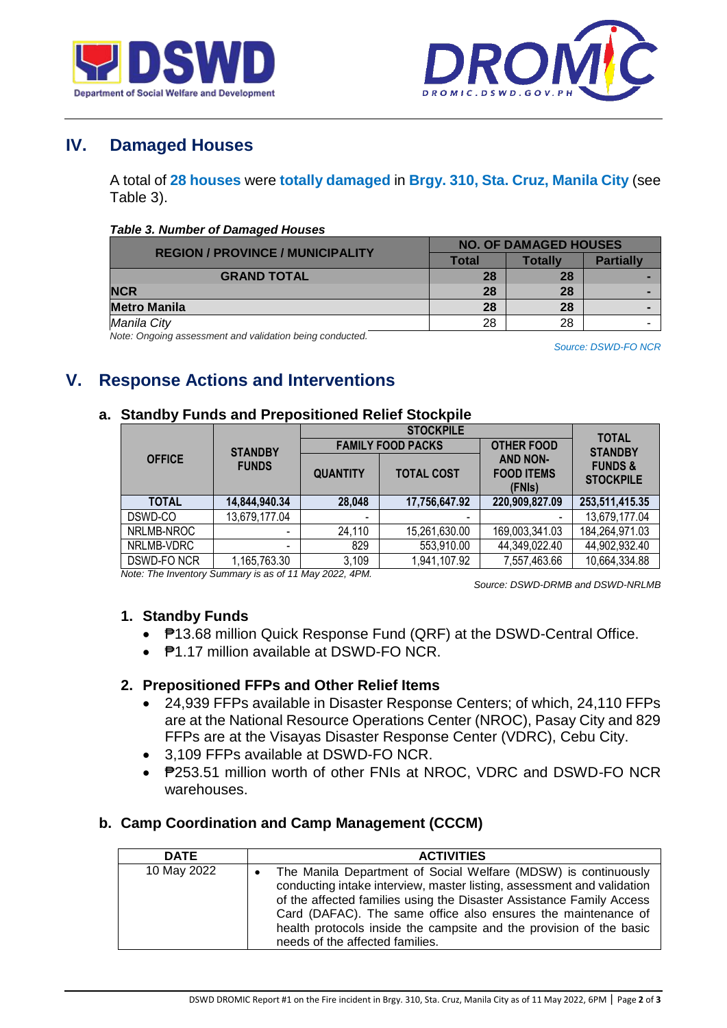## IV. Damaged Houses

A total of **28 houses** were **totally damaged** in **Brgy. 310, Sta. Cruz, Manila City** (see Table 3).

***Table 3. Number of Damaged Houses***

| REGION / PROVINCE / MUNICIPALITY | NO. OF DAMAGED HOUSES | | |
|---|---|---|---|
| | Total | Totally | Partially |
| **GRAND TOTAL** | **28** | **28** | **-** |
| **NCR** | **28** | **28** | **-** |
| **Metro Manila** | **28** | **28** | **-** |
| *Manila City* | 28 | 28 | - |

*Note: Ongoing assessment and validation being conducted.*

*Source: DSWD-FO NCR*

## V. Response Actions and Interventions

### a. Standby Funds and Prepositioned Relief Stockpile

| OFFICE | STANDBY FUNDS | STOCKPILE | | | TOTAL STANDBY FUNDS & STOCKPILE |
|---|---|---|---|---|---|
| | | FAMILY FOOD PACKS | | OTHER FOOD AND NON-FOOD ITEMS (FNIs) | |
| | | QUANTITY | TOTAL COST | | |
| **TOTAL** | **14,844,940.34** | **28,048** | **17,756,647.92** | **220,909,827.09** | **253,511,415.35** |
| DSWD-CO | 13,679,177.04 | - | - | - | 13,679,177.04 |
| NRLMB-NROC | - | 24,110 | 15,261,630.00 | 169,003,341.03 | 184,264,971.03 |
| NRLMB-VDRC | - | 829 | 553,910.00 | 44,349,022.40 | 44,902,932.40 |
| DSWD-FO NCR | 1,165,763.30 | 3,109 | 1,941,107.92 | 7,557,463.66 | 10,664,334.88 |

*Note: The Inventory Summary is as of 11 May 2022, 4PM.*

*Source: DSWD-DRMB and DSWD-NRLMB*

#### 1. Standby Funds

- ₱13.68 million Quick Response Fund (QRF) at the DSWD-Central Office.
- ₱1.17 million available at DSWD-FO NCR.

#### 2. Prepositioned FFPs and Other Relief Items

- 24,939 FFPs available in Disaster Response Centers; of which, 24,110 FFPs are at the National Resource Operations Center (NROC), Pasay City and 829 FFPs are at the Visayas Disaster Response Center (VDRC), Cebu City.
- 3,109 FFPs available at DSWD-FO NCR.
- ₱253.51 million worth of other FNIs at NROC, VDRC and DSWD-FO NCR warehouses.

### b. Camp Coordination and Camp Management (CCCM)

| DATE | ACTIVITIES |
|---|---|
| 10 May 2022 | • The Manila Department of Social Welfare (MDSW) is continuously conducting intake interview, master listing, assessment and validation of the affected families using the Disaster Assistance Family Access Card (DAFAC). The same office also ensures the maintenance of health protocols inside the campsite and the provision of the basic needs of the affected families. |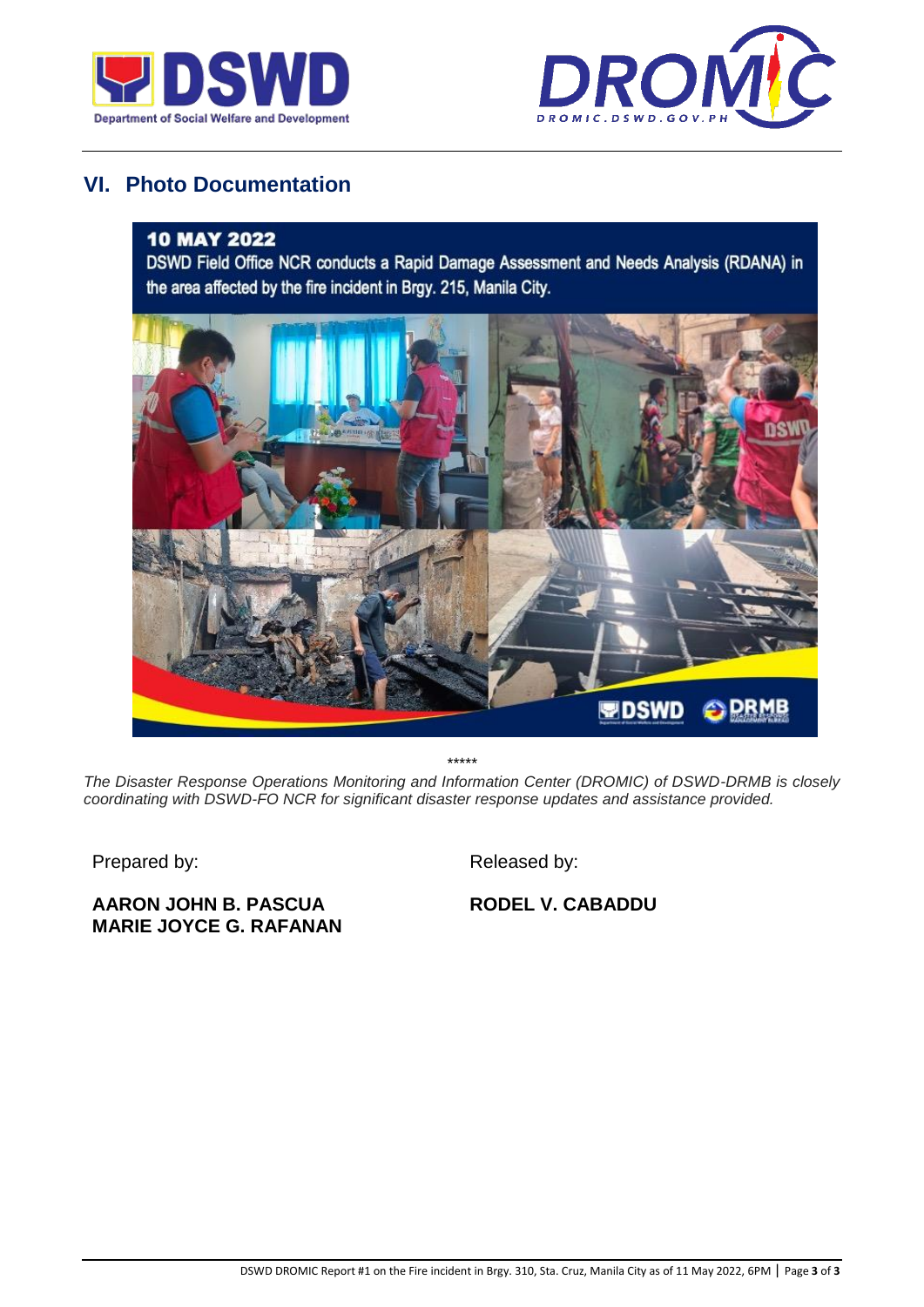## VI. Photo Documentation

**10 MAY 2022**

DSWD Field Office NCR conducts a Rapid Damage Assessment and Needs Analysis (RDANA) in the area affected by the fire incident in Brgy. 215, Manila City.

\*\*\*\*\*

*The Disaster Response Operations Monitoring and Information Center (DROMIC) of DSWD-DRMB is closely coordinating with DSWD-FO NCR for significant disaster response updates and assistance provided.*

Prepared by:

**AARON JOHN B. PASCUA**
**MARIE JOYCE G. RAFANAN**

Released by:

**RODEL V. CABADDU**